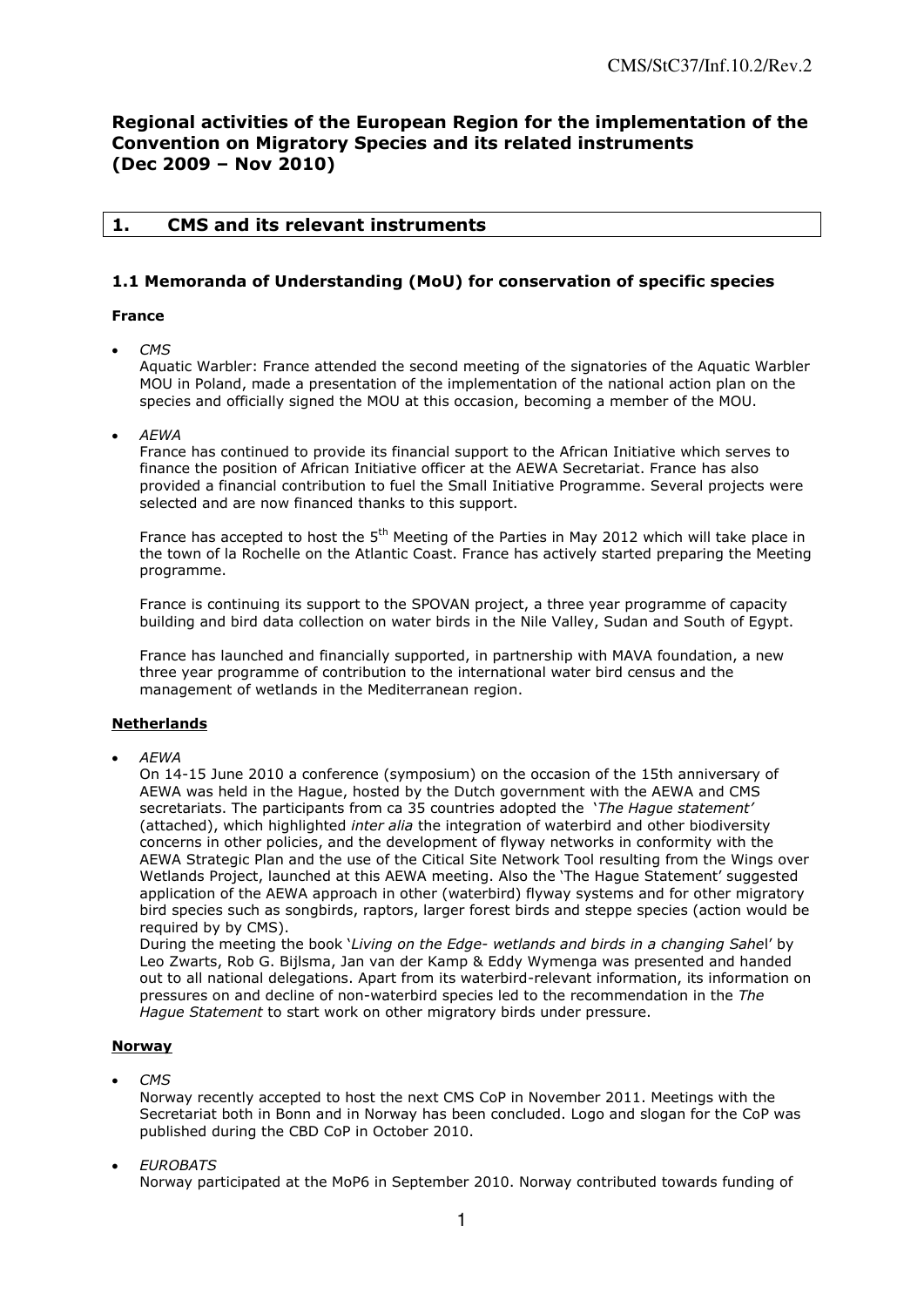# Regional activities of the European Region for the implementation of the Convention on Migratory Species and its related instruments (Dec 2009 – Nov 2010)

## 1. CMS and its relevant instruments

### 1.1 Memoranda of Understanding (MoU) for conservation of specific species

**France**

- *CMS*
  Aquatic Warbler: France attended the second meeting of the signatories of the Aquatic Warbler MOU in Poland, made a presentation of the implementation of the national action plan on the species and officially signed the MOU at this occasion, becoming a member of the MOU.

- *AEWA*
  France has continued to provide its financial support to the African Initiative which serves to finance the position of African Initiative officer at the AEWA Secretariat. France has also provided a financial contribution to fuel the Small Initiative Programme. Several projects were selected and are now financed thanks to this support.

  France has accepted to host the 5th Meeting of the Parties in May 2012 which will take place in the town of la Rochelle on the Atlantic Coast. France has actively started preparing the Meeting programme.

  France is continuing its support to the SPOVAN project, a three year programme of capacity building and bird data collection on water birds in the Nile Valley, Sudan and South of Egypt.

  France has launched and financially supported, in partnership with MAVA foundation, a new three year programme of contribution to the international water bird census and the management of wetlands in the Mediterranean region.

**<u>Netherlands</u>**

- *AEWA*
  On 14-15 June 2010 a conference (symposium) on the occasion of the 15th anniversary of AEWA was held in the Hague, hosted by the Dutch government with the AEWA and CMS secretariats. The participants from ca 35 countries adopted the *'The Hague statement'* (attached), which highlighted *inter alia* the integration of waterbird and other biodiversity concerns in other policies, and the development of flyway networks in conformity with the AEWA Strategic Plan and the use of the Citical Site Network Tool resulting from the Wings over Wetlands Project, launched at this AEWA meeting. Also the 'The Hague Statement' suggested application of the AEWA approach in other (waterbird) flyway systems and for other migratory bird species such as songbirds, raptors, larger forest birds and steppe species (action would be required by by CMS).
  During the meeting the book '*Living on the Edge- wetlands and birds in a changing Sahe*l' by Leo Zwarts, Rob G. Bijlsma, Jan van der Kamp & Eddy Wymenga was presented and handed out to all national delegations. Apart from its waterbird-relevant information, its information on pressures on and decline of non-waterbird species led to the recommendation in the *The Hague Statement* to start work on other migratory birds under pressure.

**<u>Norway</u>**

- *CMS*
  Norway recently accepted to host the next CMS CoP in November 2011. Meetings with the Secretariat both in Bonn and in Norway has been concluded. Logo and slogan for the CoP was published during the CBD CoP in October 2010.

- *EUROBATS*
  Norway participated at the MoP6 in September 2010. Norway contributed towards funding of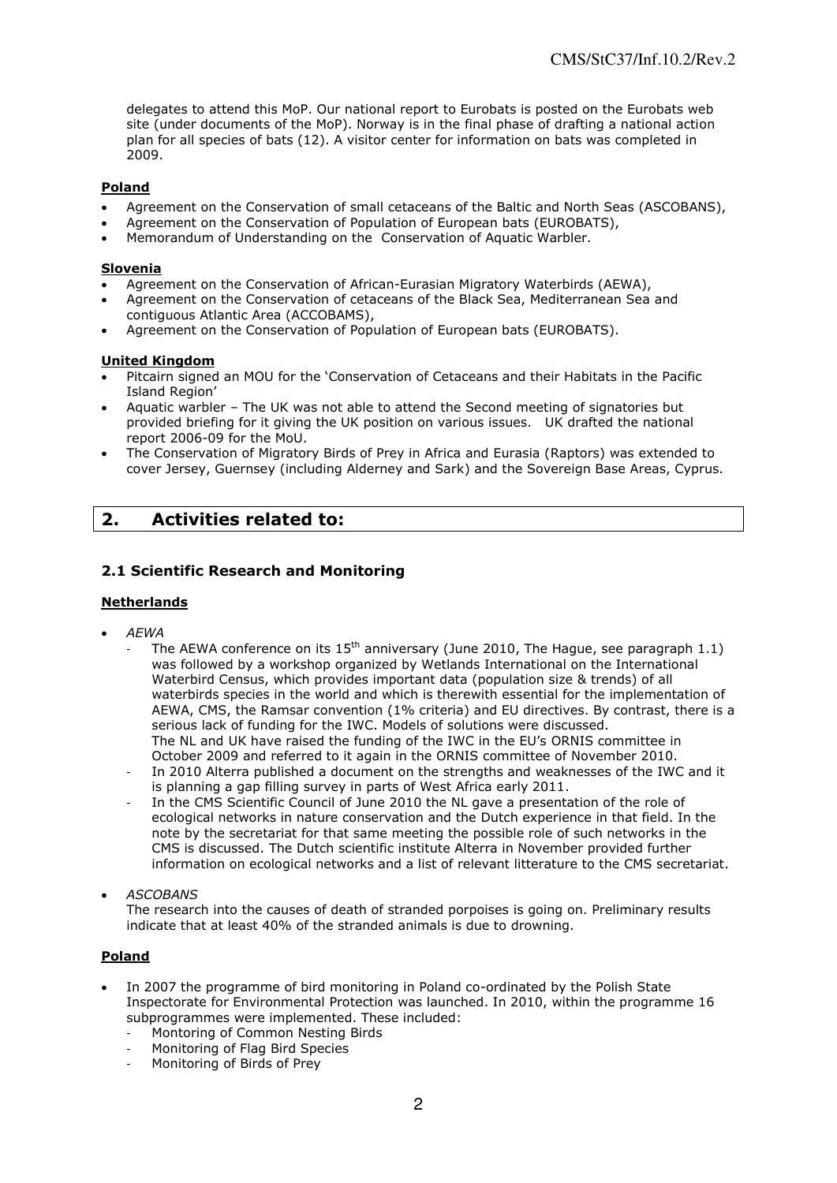delegates to attend this MoP. Our national report to Eurobats is posted on the Eurobats web site (under documents of the MoP). Norway is in the final phase of drafting a national action plan for all species of bats (12). A visitor center for information on bats was completed in 2009.

**Poland**

- Agreement on the Conservation of small cetaceans of the Baltic and North Seas (ASCOBANS),
- Agreement on the Conservation of Population of European bats (EUROBATS),
- Memorandum of Understanding on the Conservation of Aquatic Warbler.

**Slovenia**

- Agreement on the Conservation of African-Eurasian Migratory Waterbirds (AEWA),
- Agreement on the Conservation of cetaceans of the Black Sea, Mediterranean Sea and contiguous Atlantic Area (ACCOBAMS),
- Agreement on the Conservation of Population of European bats (EUROBATS).

**United Kingdom**

- Pitcairn signed an MOU for the 'Conservation of Cetaceans and their Habitats in the Pacific Island Region'
- Aquatic warbler – The UK was not able to attend the Second meeting of signatories but provided briefing for it giving the UK position on various issues. UK drafted the national report 2006-09 for the MoU.
- The Conservation of Migratory Birds of Prey in Africa and Eurasia (Raptors) was extended to cover Jersey, Guernsey (including Alderney and Sark) and the Sovereign Base Areas, Cyprus.

## 2. Activities related to:

### 2.1 Scientific Research and Monitoring

**Netherlands**

- *AEWA*
  - The AEWA conference on its 15th anniversary (June 2010, The Hague, see paragraph 1.1) was followed by a workshop organized by Wetlands International on the International Waterbird Census, which provides important data (population size & trends) of all waterbirds species in the world and which is therewith essential for the implementation of AEWA, CMS, the Ramsar convention (1% criteria) and EU directives. By contrast, there is a serious lack of funding for the IWC. Models of solutions were discussed. The NL and UK have raised the funding of the IWC in the EU's ORNIS committee in October 2009 and referred to it again in the ORNIS committee of November 2010.
  - In 2010 Alterra published a document on the strengths and weaknesses of the IWC and it is planning a gap filling survey in parts of West Africa early 2011.
  - In the CMS Scientific Council of June 2010 the NL gave a presentation of the role of ecological networks in nature conservation and the Dutch experience in that field. In the note by the secretariat for that same meeting the possible role of such networks in the CMS is discussed. The Dutch scientific institute Alterra in November provided further information on ecological networks and a list of relevant litterature to the CMS secretariat.
- *ASCOBANS*

  The research into the causes of death of stranded porpoises is going on. Preliminary results indicate that at least 40% of the stranded animals is due to drowning.

**Poland**

- In 2007 the programme of bird monitoring in Poland co-ordinated by the Polish State Inspectorate for Environmental Protection was launched. In 2010, within the programme 16 subprogrammes were implemented. These included:
  - Montoring of Common Nesting Birds
  - Monitoring of Flag Bird Species
  - Monitoring of Birds of Prey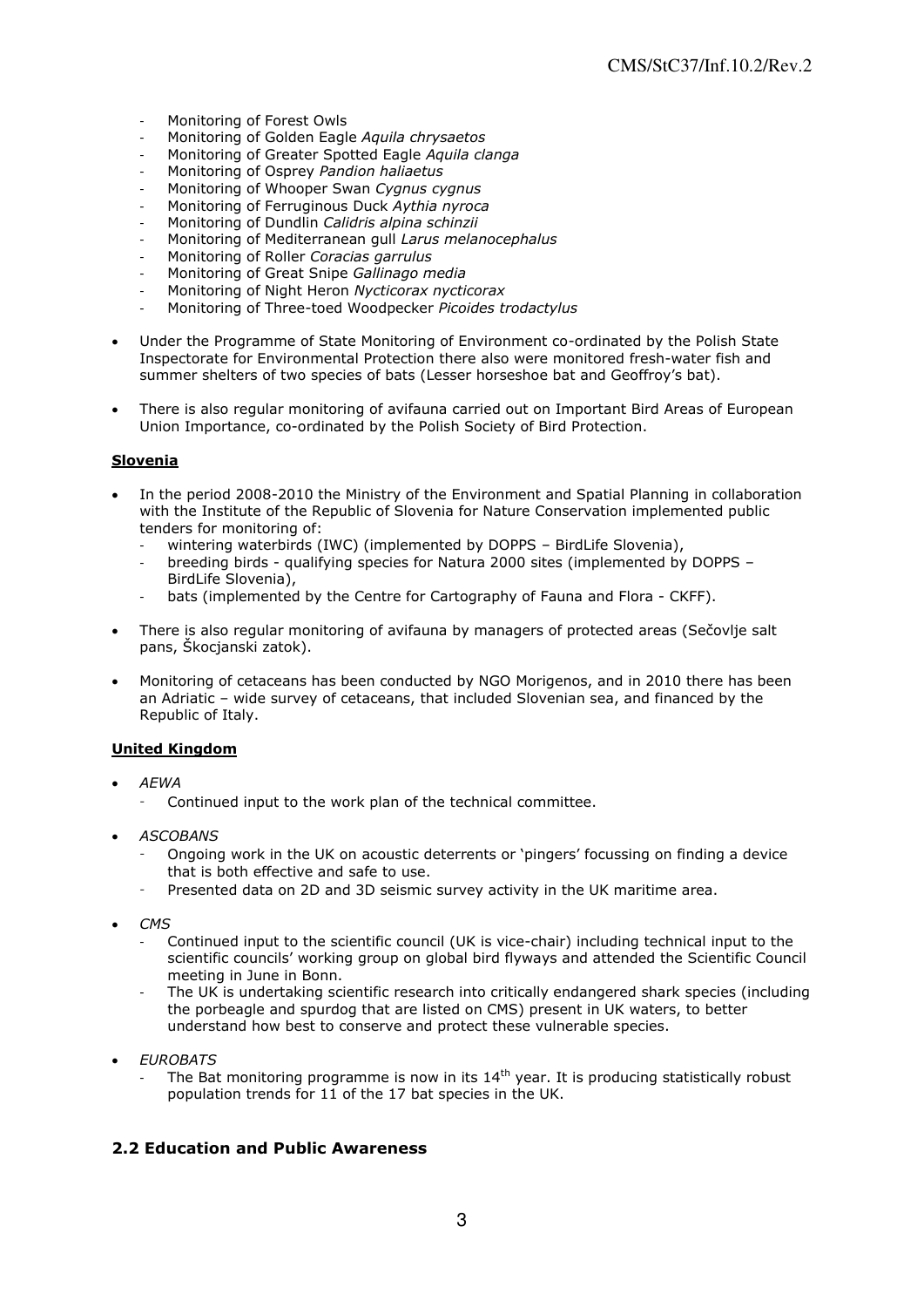- Monitoring of Forest Owls
- Monitoring of Golden Eagle *Aquila chrysaetos*
- Monitoring of Greater Spotted Eagle *Aquila clanga*
- Monitoring of Osprey *Pandion haliaetus*
- Monitoring of Whooper Swan *Cygnus cygnus*
- Monitoring of Ferruginous Duck *Aythia nyroca*
- Monitoring of Dundlin *Calidris alpina schinzii*
- Monitoring of Mediterranean gull *Larus melanocephalus*
- Monitoring of Roller *Coracias garrulus*
- Monitoring of Great Snipe *Gallinago media*
- Monitoring of Night Heron *Nycticorax nycticorax*
- Monitoring of Three-toed Woodpecker *Picoides trodactylus*

- Under the Programme of State Monitoring of Environment co-ordinated by the Polish State Inspectorate for Environmental Protection there also were monitored fresh-water fish and summer shelters of two species of bats (Lesser horseshoe bat and Geoffroy's bat).

- There is also regular monitoring of avifauna carried out on Important Bird Areas of European Union Importance, co-ordinated by the Polish Society of Bird Protection.

**Slovenia**

- In the period 2008-2010 the Ministry of the Environment and Spatial Planning in collaboration with the Institute of the Republic of Slovenia for Nature Conservation implemented public tenders for monitoring of:
  - wintering waterbirds (IWC) (implemented by DOPPS – BirdLife Slovenia),
  - breeding birds - qualifying species for Natura 2000 sites (implemented by DOPPS – BirdLife Slovenia),
  - bats (implemented by the Centre for Cartography of Fauna and Flora - CKFF).

- There is also regular monitoring of avifauna by managers of protected areas (Sečovlje salt pans, Škocjanski zatok).

- Monitoring of cetaceans has been conducted by NGO Morigenos, and in 2010 there has been an Adriatic – wide survey of cetaceans, that included Slovenian sea, and financed by the Republic of Italy.

**United Kingdom**

- *AEWA*
  - Continued input to the work plan of the technical committee.

- *ASCOBANS*
  - Ongoing work in the UK on acoustic deterrents or 'pingers' focussing on finding a device that is both effective and safe to use.
  - Presented data on 2D and 3D seismic survey activity in the UK maritime area.

- *CMS*
  - Continued input to the scientific council (UK is vice-chair) including technical input to the scientific councils' working group on global bird flyways and attended the Scientific Council meeting in June in Bonn.
  - The UK is undertaking scientific research into critically endangered shark species (including the porbeagle and spurdog that are listed on CMS) present in UK waters, to better understand how best to conserve and protect these vulnerable species.

- *EUROBATS*
  - The Bat monitoring programme is now in its 14th year. It is producing statistically robust population trends for 11 of the 17 bat species in the UK.

## 2.2 Education and Public Awareness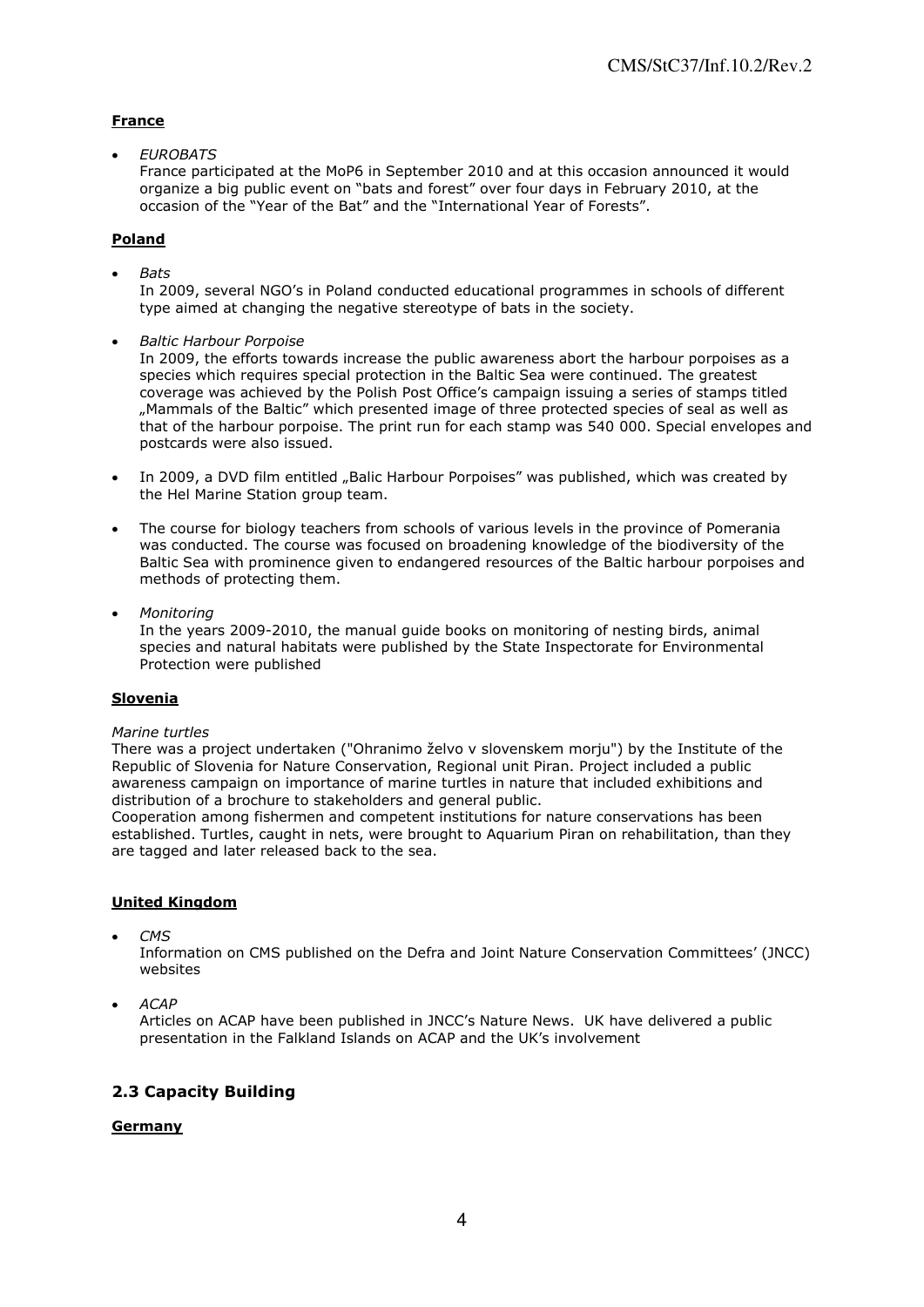**France**

- *EUROBATS*
  France participated at the MoP6 in September 2010 and at this occasion announced it would organize a big public event on "bats and forest" over four days in February 2010, at the occasion of the "Year of the Bat" and the "International Year of Forests".

**Poland**

- *Bats*
  In 2009, several NGO's in Poland conducted educational programmes in schools of different type aimed at changing the negative stereotype of bats in the society.

- *Baltic Harbour Porpoise*
  In 2009, the efforts towards increase the public awareness abort the harbour porpoises as a species which requires special protection in the Baltic Sea were continued. The greatest coverage was achieved by the Polish Post Office's campaign issuing a series of stamps titled „Mammals of the Baltic" which presented image of three protected species of seal as well as that of the harbour porpoise. The print run for each stamp was 540 000. Special envelopes and postcards were also issued.

- In 2009, a DVD film entitled „Balic Harbour Porpoises" was published, which was created by the Hel Marine Station group team.

- The course for biology teachers from schools of various levels in the province of Pomerania was conducted. The course was focused on broadening knowledge of the biodiversity of the Baltic Sea with prominence given to endangered resources of the Baltic harbour porpoises and methods of protecting them.

- *Monitoring*
  In the years 2009-2010, the manual guide books on monitoring of nesting birds, animal species and natural habitats were published by the State Inspectorate for Environmental Protection were published

**Slovenia**

*Marine turtles*
There was a project undertaken ("Ohranimo želvo v slovenskem morju") by the Institute of the Republic of Slovenia for Nature Conservation, Regional unit Piran. Project included a public awareness campaign on importance of marine turtles in nature that included exhibitions and distribution of a brochure to stakeholders and general public.
Cooperation among fishermen and competent institutions for nature conservations has been established. Turtles, caught in nets, were brought to Aquarium Piran on rehabilitation, than they are tagged and later released back to the sea.

**United Kingdom**

- *CMS*
  Information on CMS published on the Defra and Joint Nature Conservation Committees' (JNCC) websites

- *ACAP*
  Articles on ACAP have been published in JNCC's Nature News. UK have delivered a public presentation in the Falkland Islands on ACAP and the UK's involvement

## 2.3 Capacity Building

**Germany**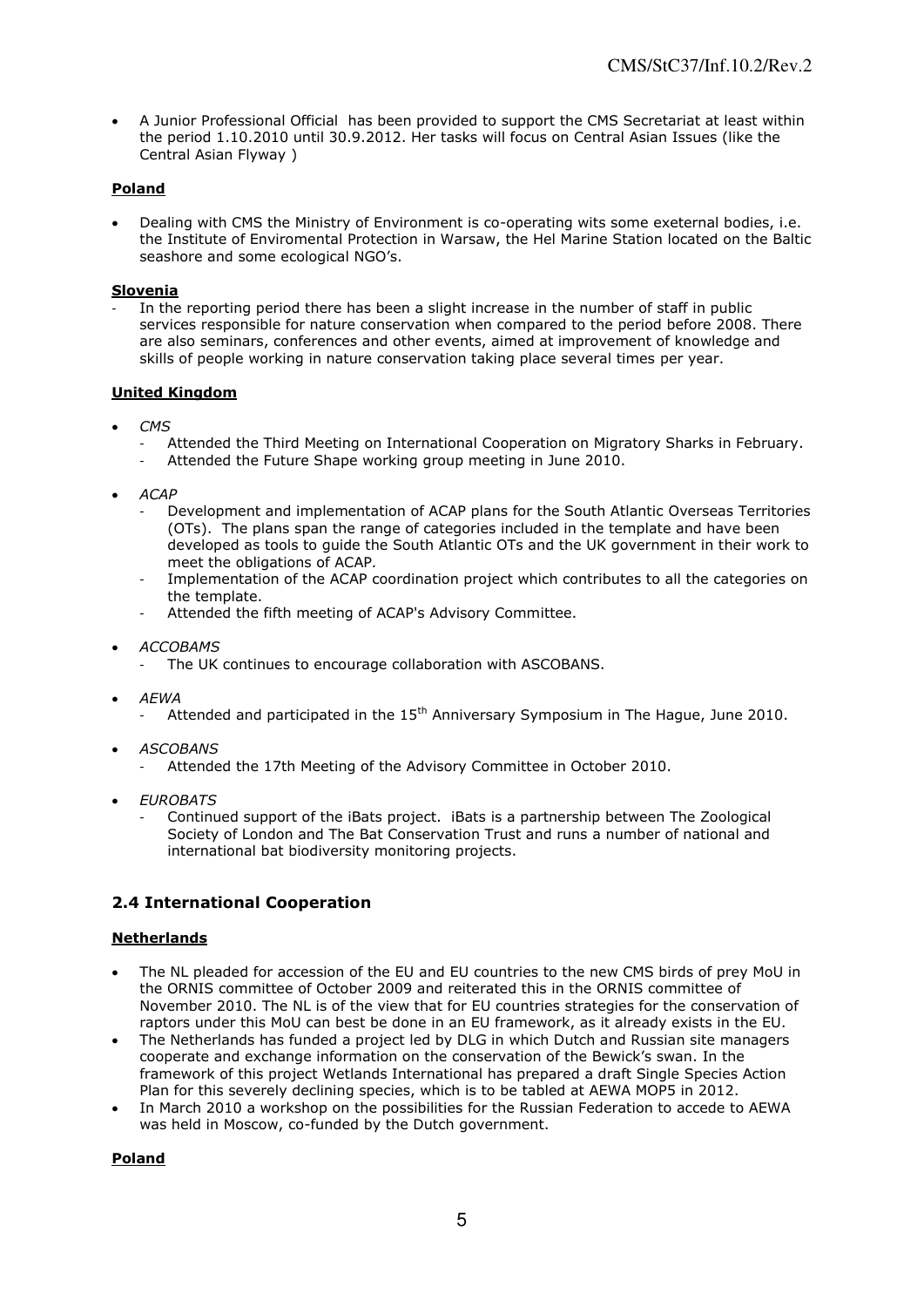- A Junior Professional Official has been provided to support the CMS Secretariat at least within the period 1.10.2010 until 30.9.2012. Her tasks will focus on Central Asian Issues (like the Central Asian Flyway )

**Poland**

- Dealing with CMS the Ministry of Environment is co-operating wits some exeternal bodies, i.e. the Institute of Enviromental Protection in Warsaw, the Hel Marine Station located on the Baltic seashore and some ecological NGO's.

**Slovenia**

- In the reporting period there has been a slight increase in the number of staff in public services responsible for nature conservation when compared to the period before 2008. There are also seminars, conferences and other events, aimed at improvement of knowledge and skills of people working in nature conservation taking place several times per year.

**United Kingdom**

- *CMS*
  - Attended the Third Meeting on International Cooperation on Migratory Sharks in February.
  - Attended the Future Shape working group meeting in June 2010.
- *ACAP*
  - Development and implementation of ACAP plans for the South Atlantic Overseas Territories (OTs). The plans span the range of categories included in the template and have been developed as tools to guide the South Atlantic OTs and the UK government in their work to meet the obligations of ACAP.
  - Implementation of the ACAP coordination project which contributes to all the categories on the template.
  - Attended the fifth meeting of ACAP's Advisory Committee.
- *ACCOBAMS*
  - The UK continues to encourage collaboration with ASCOBANS.
- *AEWA*
  - Attended and participated in the 15th Anniversary Symposium in The Hague, June 2010.
- *ASCOBANS*
  - Attended the 17th Meeting of the Advisory Committee in October 2010.
- *EUROBATS*
  - Continued support of the iBats project. iBats is a partnership between The Zoological Society of London and The Bat Conservation Trust and runs a number of national and international bat biodiversity monitoring projects.

## 2.4 International Cooperation

**Netherlands**

- The NL pleaded for accession of the EU and EU countries to the new CMS birds of prey MoU in the ORNIS committee of October 2009 and reiterated this in the ORNIS committee of November 2010. The NL is of the view that for EU countries strategies for the conservation of raptors under this MoU can best be done in an EU framework, as it already exists in the EU.
- The Netherlands has funded a project led by DLG in which Dutch and Russian site managers cooperate and exchange information on the conservation of the Bewick's swan. In the framework of this project Wetlands International has prepared a draft Single Species Action Plan for this severely declining species, which is to be tabled at AEWA MOP5 in 2012.
- In March 2010 a workshop on the possibilities for the Russian Federation to accede to AEWA was held in Moscow, co-funded by the Dutch government.

**Poland**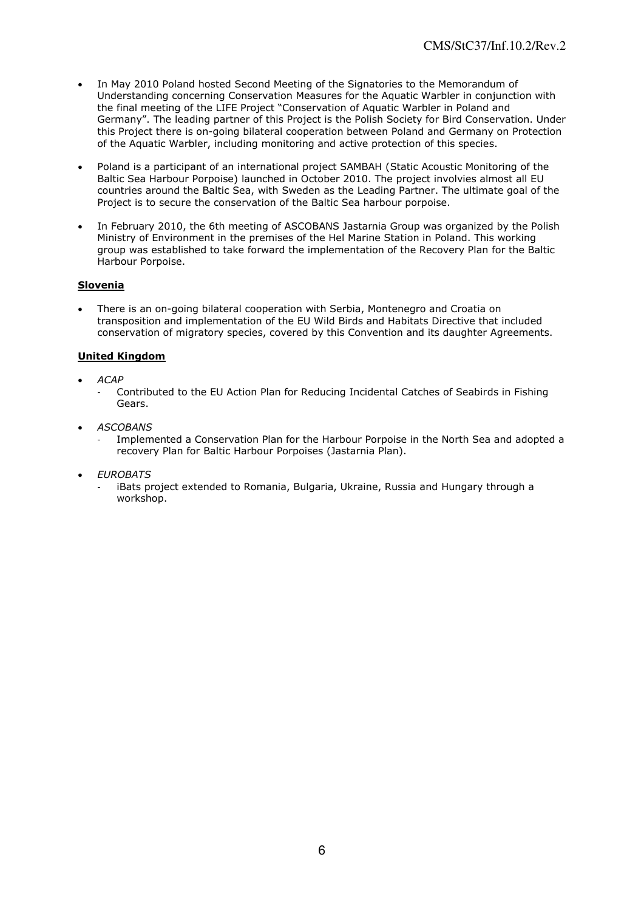- In May 2010 Poland hosted Second Meeting of the Signatories to the Memorandum of Understanding concerning Conservation Measures for the Aquatic Warbler in conjunction with the final meeting of the LIFE Project "Conservation of Aquatic Warbler in Poland and Germany". The leading partner of this Project is the Polish Society for Bird Conservation. Under this Project there is on-going bilateral cooperation between Poland and Germany on Protection of the Aquatic Warbler, including monitoring and active protection of this species.

- Poland is a participant of an international project SAMBAH (Static Acoustic Monitoring of the Baltic Sea Harbour Porpoise) launched in October 2010. The project involvies almost all EU countries around the Baltic Sea, with Sweden as the Leading Partner. The ultimate goal of the Project is to secure the conservation of the Baltic Sea harbour porpoise.

- In February 2010, the 6th meeting of ASCOBANS Jastarnia Group was organized by the Polish Ministry of Environment in the premises of the Hel Marine Station in Poland. This working group was established to take forward the implementation of the Recovery Plan for the Baltic Harbour Porpoise.

**Slovenia**

- There is an on-going bilateral cooperation with Serbia, Montenegro and Croatia on transposition and implementation of the EU Wild Birds and Habitats Directive that included conservation of migratory species, covered by this Convention and its daughter Agreements.

**United Kingdom**

- *ACAP*
  - Contributed to the EU Action Plan for Reducing Incidental Catches of Seabirds in Fishing Gears.

- *ASCOBANS*
  - Implemented a Conservation Plan for the Harbour Porpoise in the North Sea and adopted a recovery Plan for Baltic Harbour Porpoises (Jastarnia Plan).

- *EUROBATS*
  - iBats project extended to Romania, Bulgaria, Ukraine, Russia and Hungary through a workshop.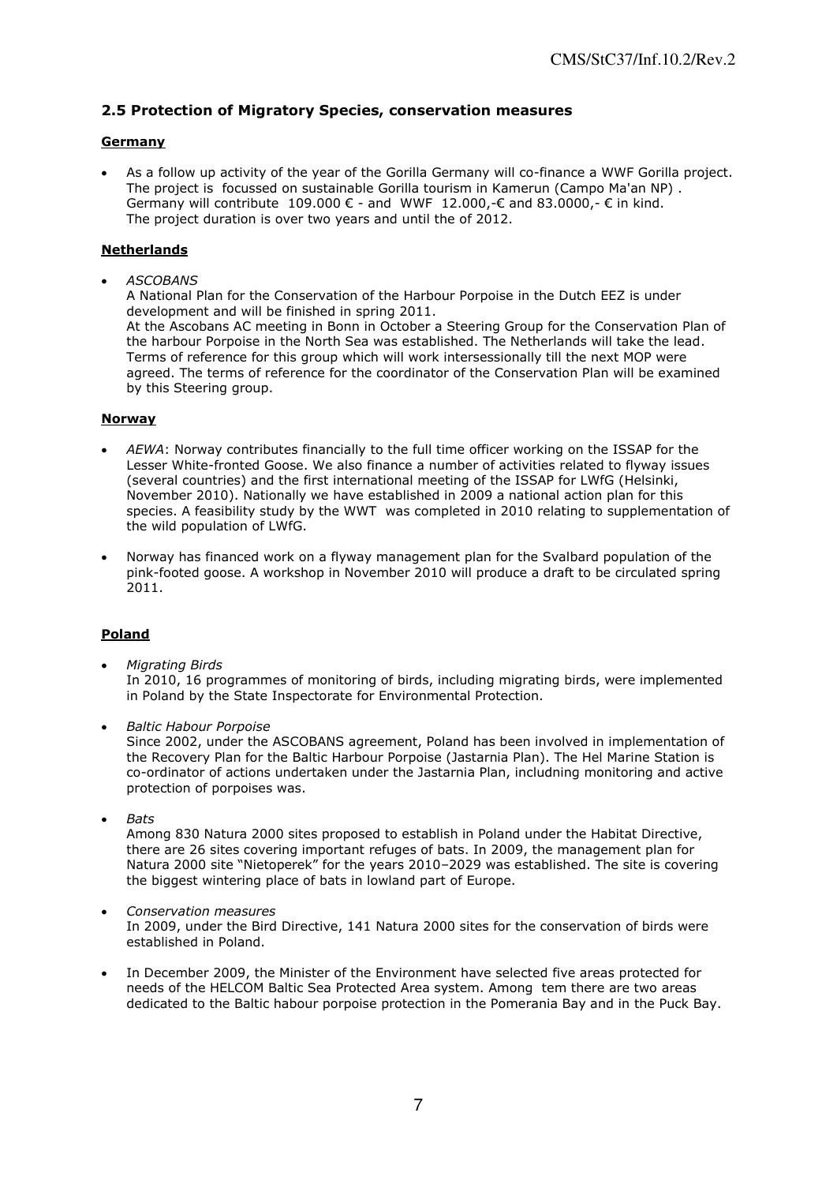## 2.5 Protection of Migratory Species, conservation measures

**Germany**

- As a follow up activity of the year of the Gorilla Germany will co-finance a WWF Gorilla project. The project is focussed on sustainable Gorilla tourism in Kamerun (Campo Ma'an NP) . Germany will contribute 109.000 € - and WWF 12.000,-€ and 83.0000,- € in kind. The project duration is over two years and until the of 2012.

**Netherlands**

- *ASCOBANS*
  A National Plan for the Conservation of the Harbour Porpoise in the Dutch EEZ is under development and will be finished in spring 2011.
  At the Ascobans AC meeting in Bonn in October a Steering Group for the Conservation Plan of the harbour Porpoise in the North Sea was established. The Netherlands will take the lead. Terms of reference for this group which will work intersessionally till the next MOP were agreed. The terms of reference for the coordinator of the Conservation Plan will be examined by this Steering group.

**Norway**

- *AEWA*: Norway contributes financially to the full time officer working on the ISSAP for the Lesser White-fronted Goose. We also finance a number of activities related to flyway issues (several countries) and the first international meeting of the ISSAP for LWfG (Helsinki, November 2010). Nationally we have established in 2009 a national action plan for this species. A feasibility study by the WWT was completed in 2010 relating to supplementation of the wild population of LWfG.

- Norway has financed work on a flyway management plan for the Svalbard population of the pink-footed goose. A workshop in November 2010 will produce a draft to be circulated spring 2011.

**Poland**

- *Migrating Birds*
  In 2010, 16 programmes of monitoring of birds, including migrating birds, were implemented in Poland by the State Inspectorate for Environmental Protection.

- *Baltic Habour Porpoise*
  Since 2002, under the ASCOBANS agreement, Poland has been involved in implementation of the Recovery Plan for the Baltic Harbour Porpoise (Jastarnia Plan). The Hel Marine Station is co-ordinator of actions undertaken under the Jastarnia Plan, includning monitoring and active protection of porpoises was.

- *Bats*
  Among 830 Natura 2000 sites proposed to establish in Poland under the Habitat Directive, there are 26 sites covering important refuges of bats. In 2009, the management plan for Natura 2000 site "Nietoperek" for the years 2010–2029 was established. The site is covering the biggest wintering place of bats in lowland part of Europe.

- *Conservation measures*
  In 2009, under the Bird Directive, 141 Natura 2000 sites for the conservation of birds were established in Poland.

- In December 2009, the Minister of the Environment have selected five areas protected for needs of the HELCOM Baltic Sea Protected Area system. Among tem there are two areas dedicated to the Baltic habour porpoise protection in the Pomerania Bay and in the Puck Bay.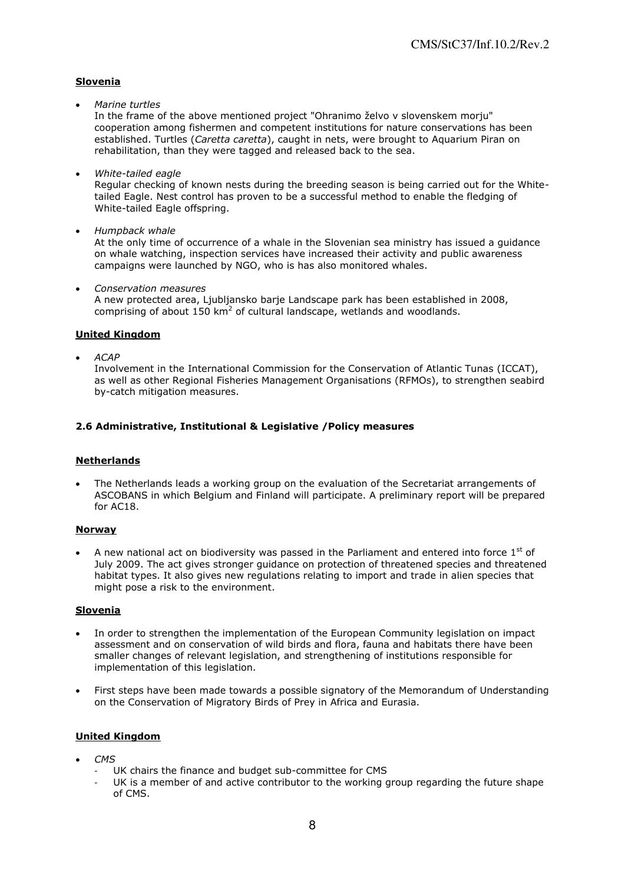**Slovenia**

- *Marine turtles*
  In the frame of the above mentioned project "Ohranimo želvo v slovenskem morju" cooperation among fishermen and competent institutions for nature conservations has been established. Turtles (*Caretta caretta*), caught in nets, were brought to Aquarium Piran on rehabilitation, than they were tagged and released back to the sea.

- *White-tailed eagle*
  Regular checking of known nests during the breeding season is being carried out for the White-tailed Eagle. Nest control has proven to be a successful method to enable the fledging of White-tailed Eagle offspring.

- *Humpback whale*
  At the only time of occurrence of a whale in the Slovenian sea ministry has issued a guidance on whale watching, inspection services have increased their activity and public awareness campaigns were launched by NGO, who is has also monitored whales.

- *Conservation measures*
  A new protected area, Ljubljansko barje Landscape park has been established in 2008, comprising of about 150 $km^2$ of cultural landscape, wetlands and woodlands.

**United Kingdom**

- *ACAP*
  Involvement in the International Commission for the Conservation of Atlantic Tunas (ICCAT), as well as other Regional Fisheries Management Organisations (RFMOs), to strengthen seabird by-catch mitigation measures.

### 2.6 Administrative, Institutional & Legislative /Policy measures

**Netherlands**

- The Netherlands leads a working group on the evaluation of the Secretariat arrangements of ASCOBANS in which Belgium and Finland will participate. A preliminary report will be prepared for AC18.

**Norway**

- A new national act on biodiversity was passed in the Parliament and entered into force 1st of July 2009. The act gives stronger guidance on protection of threatened species and threatened habitat types. It also gives new regulations relating to import and trade in alien species that might pose a risk to the environment.

**Slovenia**

- In order to strengthen the implementation of the European Community legislation on impact assessment and on conservation of wild birds and flora, fauna and habitats there have been smaller changes of relevant legislation, and strengthening of institutions responsible for implementation of this legislation.

- First steps have been made towards a possible signatory of the Memorandum of Understanding on the Conservation of Migratory Birds of Prey in Africa and Eurasia.

**United Kingdom**

- *CMS*
  - UK chairs the finance and budget sub-committee for CMS
  - UK is a member of and active contributor to the working group regarding the future shape of CMS.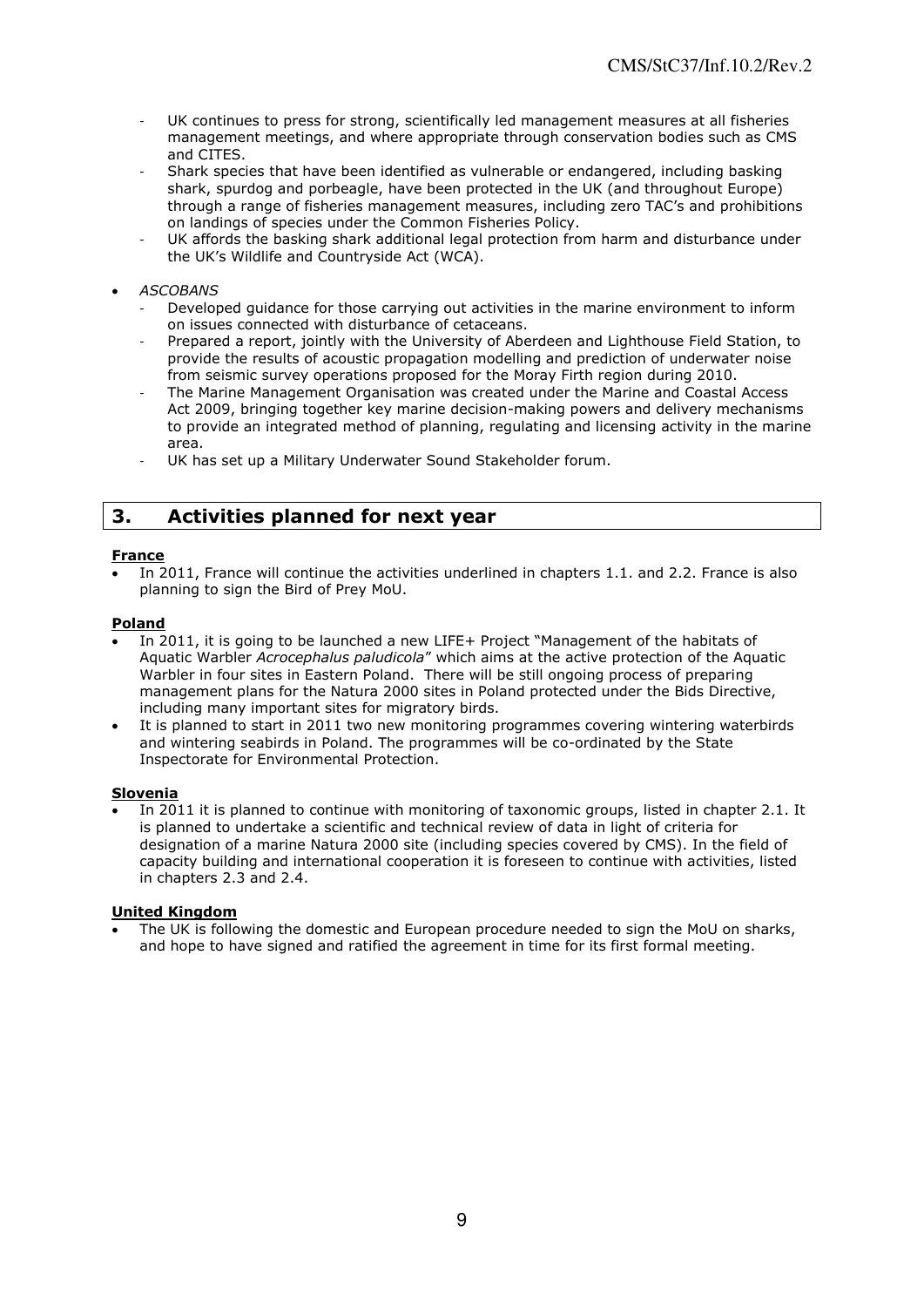- UK continues to press for strong, scientifically led management measures at all fisheries management meetings, and where appropriate through conservation bodies such as CMS and CITES.
- Shark species that have been identified as vulnerable or endangered, including basking shark, spurdog and porbeagle, have been protected in the UK (and throughout Europe) through a range of fisheries management measures, including zero TAC's and prohibitions on landings of species under the Common Fisheries Policy.
- UK affords the basking shark additional legal protection from harm and disturbance under the UK's Wildlife and Countryside Act (WCA).

- *ASCOBANS*
  - Developed guidance for those carrying out activities in the marine environment to inform on issues connected with disturbance of cetaceans.
  - Prepared a report, jointly with the University of Aberdeen and Lighthouse Field Station, to provide the results of acoustic propagation modelling and prediction of underwater noise from seismic survey operations proposed for the Moray Firth region during 2010.
  - The Marine Management Organisation was created under the Marine and Coastal Access Act 2009, bringing together key marine decision-making powers and delivery mechanisms to provide an integrated method of planning, regulating and licensing activity in the marine area.
  - UK has set up a Military Underwater Sound Stakeholder forum.

## 3. Activities planned for next year

**France**

- In 2011, France will continue the activities underlined in chapters 1.1. and 2.2. France is also planning to sign the Bird of Prey MoU.

**Poland**

- In 2011, it is going to be launched a new LIFE+ Project "Management of the habitats of Aquatic Warbler *Acrocephalus paludicola*" which aims at the active protection of the Aquatic Warbler in four sites in Eastern Poland. There will be still ongoing process of preparing management plans for the Natura 2000 sites in Poland protected under the Bids Directive, including many important sites for migratory birds.
- It is planned to start in 2011 two new monitoring programmes covering wintering waterbirds and wintering seabirds in Poland. The programmes will be co-ordinated by the State Inspectorate for Environmental Protection.

**Slovenia**

- In 2011 it is planned to continue with monitoring of taxonomic groups, listed in chapter 2.1. It is planned to undertake a scientific and technical review of data in light of criteria for designation of a marine Natura 2000 site (including species covered by CMS). In the field of capacity building and international cooperation it is foreseen to continue with activities, listed in chapters 2.3 and 2.4.

**United Kingdom**

- The UK is following the domestic and European procedure needed to sign the MoU on sharks, and hope to have signed and ratified the agreement in time for its first formal meeting.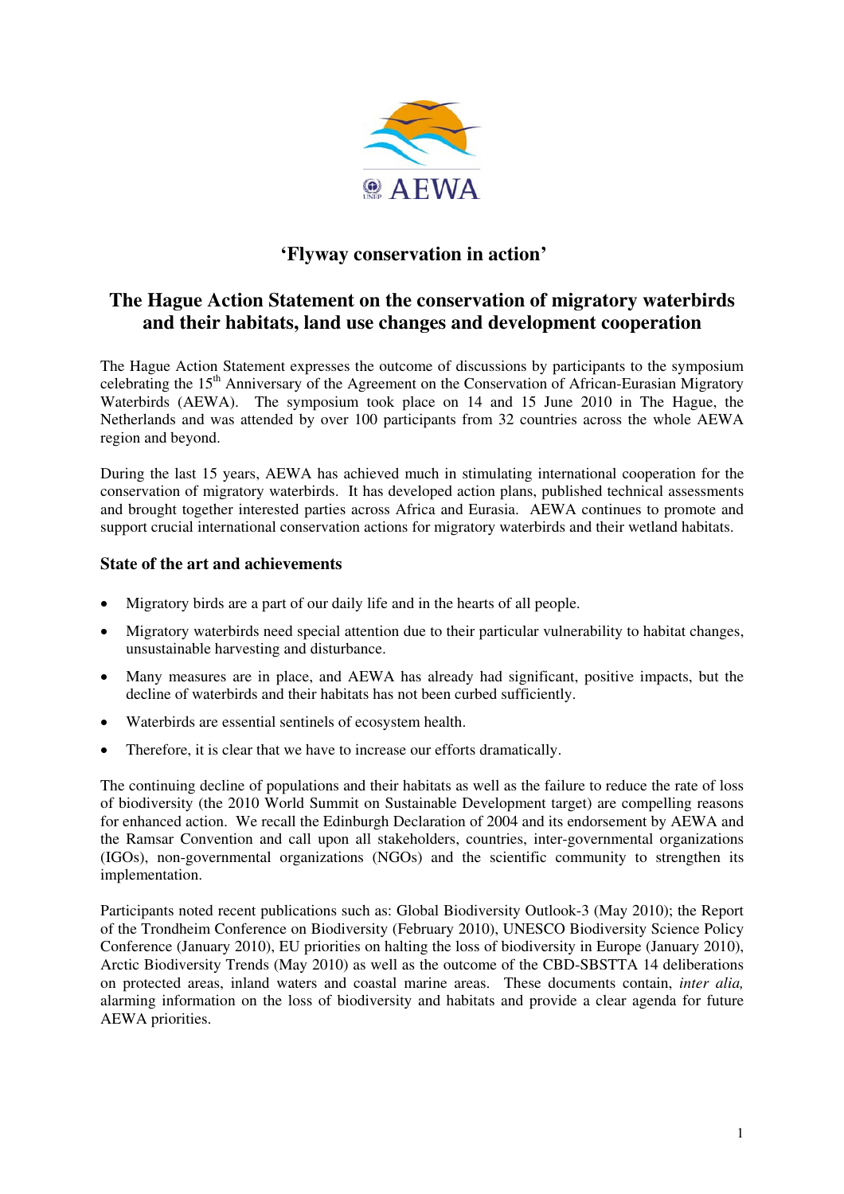## 'Flyway conservation in action'

## The Hague Action Statement on the conservation of migratory waterbirds and their habitats, land use changes and development cooperation

The Hague Action Statement expresses the outcome of discussions by participants to the symposium celebrating the 15th Anniversary of the Agreement on the Conservation of African-Eurasian Migratory Waterbirds (AEWA). The symposium took place on 14 and 15 June 2010 in The Hague, the Netherlands and was attended by over 100 participants from 32 countries across the whole AEWA region and beyond.

During the last 15 years, AEWA has achieved much in stimulating international cooperation for the conservation of migratory waterbirds. It has developed action plans, published technical assessments and brought together interested parties across Africa and Eurasia. AEWA continues to promote and support crucial international conservation actions for migratory waterbirds and their wetland habitats.

### State of the art and achievements

- Migratory birds are a part of our daily life and in the hearts of all people.
- Migratory waterbirds need special attention due to their particular vulnerability to habitat changes, unsustainable harvesting and disturbance.
- Many measures are in place, and AEWA has already had significant, positive impacts, but the decline of waterbirds and their habitats has not been curbed sufficiently.
- Waterbirds are essential sentinels of ecosystem health.
- Therefore, it is clear that we have to increase our efforts dramatically.

The continuing decline of populations and their habitats as well as the failure to reduce the rate of loss of biodiversity (the 2010 World Summit on Sustainable Development target) are compelling reasons for enhanced action. We recall the Edinburgh Declaration of 2004 and its endorsement by AEWA and the Ramsar Convention and call upon all stakeholders, countries, inter-governmental organizations (IGOs), non-governmental organizations (NGOs) and the scientific community to strengthen its implementation.

Participants noted recent publications such as: Global Biodiversity Outlook-3 (May 2010); the Report of the Trondheim Conference on Biodiversity (February 2010), UNESCO Biodiversity Science Policy Conference (January 2010), EU priorities on halting the loss of biodiversity in Europe (January 2010), Arctic Biodiversity Trends (May 2010) as well as the outcome of the CBD-SBSTTA 14 deliberations on protected areas, inland waters and coastal marine areas. These documents contain, *inter alia,* alarming information on the loss of biodiversity and habitats and provide a clear agenda for future AEWA priorities.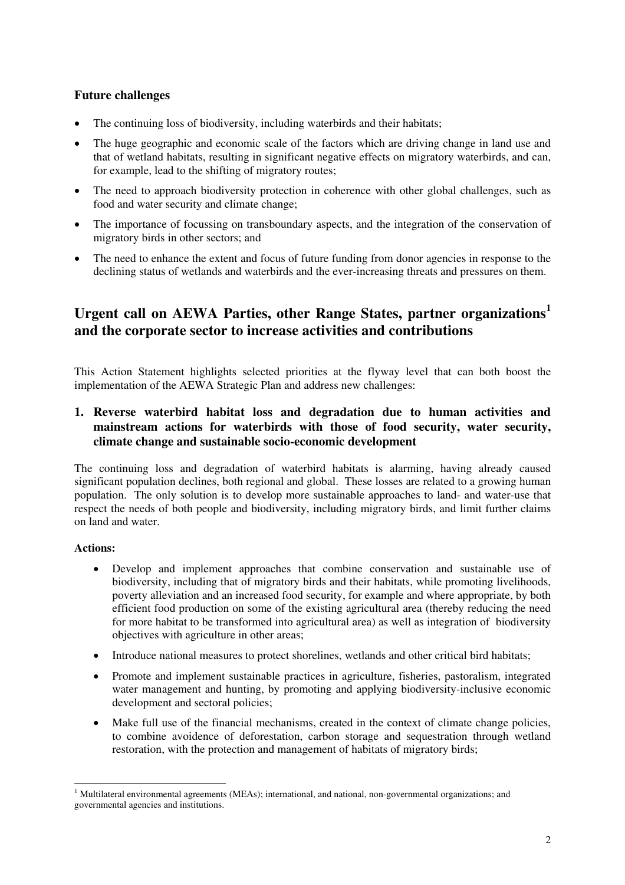### Future challenges

- The continuing loss of biodiversity, including waterbirds and their habitats;
- The huge geographic and economic scale of the factors which are driving change in land use and that of wetland habitats, resulting in significant negative effects on migratory waterbirds, and can, for example, lead to the shifting of migratory routes;
- The need to approach biodiversity protection in coherence with other global challenges, such as food and water security and climate change;
- The importance of focussing on transboundary aspects, and the integration of the conservation of migratory birds in other sectors; and
- The need to enhance the extent and focus of future funding from donor agencies in response to the declining status of wetlands and waterbirds and the ever-increasing threats and pressures on them.

## Urgent call on AEWA Parties, other Range States, partner organizations[1] and the corporate sector to increase activities and contributions

This Action Statement highlights selected priorities at the flyway level that can both boost the implementation of the AEWA Strategic Plan and address new challenges:

### 1. Reverse waterbird habitat loss and degradation due to human activities and mainstream actions for waterbirds with those of food security, water security, climate change and sustainable socio-economic development

The continuing loss and degradation of waterbird habitats is alarming, having already caused significant population declines, both regional and global. These losses are related to a growing human population. The only solution is to develop more sustainable approaches to land- and water-use that respect the needs of both people and biodiversity, including migratory birds, and limit further claims on land and water.

**Actions:**

- Develop and implement approaches that combine conservation and sustainable use of biodiversity, including that of migratory birds and their habitats, while promoting livelihoods, poverty alleviation and an increased food security, for example and where appropriate, by both efficient food production on some of the existing agricultural area (thereby reducing the need for more habitat to be transformed into agricultural area) as well as integration of biodiversity objectives with agriculture in other areas;
- Introduce national measures to protect shorelines, wetlands and other critical bird habitats;
- Promote and implement sustainable practices in agriculture, fisheries, pastoralism, integrated water management and hunting, by promoting and applying biodiversity-inclusive economic development and sectoral policies;
- Make full use of the financial mechanisms, created in the context of climate change policies, to combine avoidence of deforestation, carbon storage and sequestration through wetland restoration, with the protection and management of habitats of migratory birds;

[1] Multilateral environmental agreements (MEAs); international, and national, non-governmental organizations; and governmental agencies and institutions.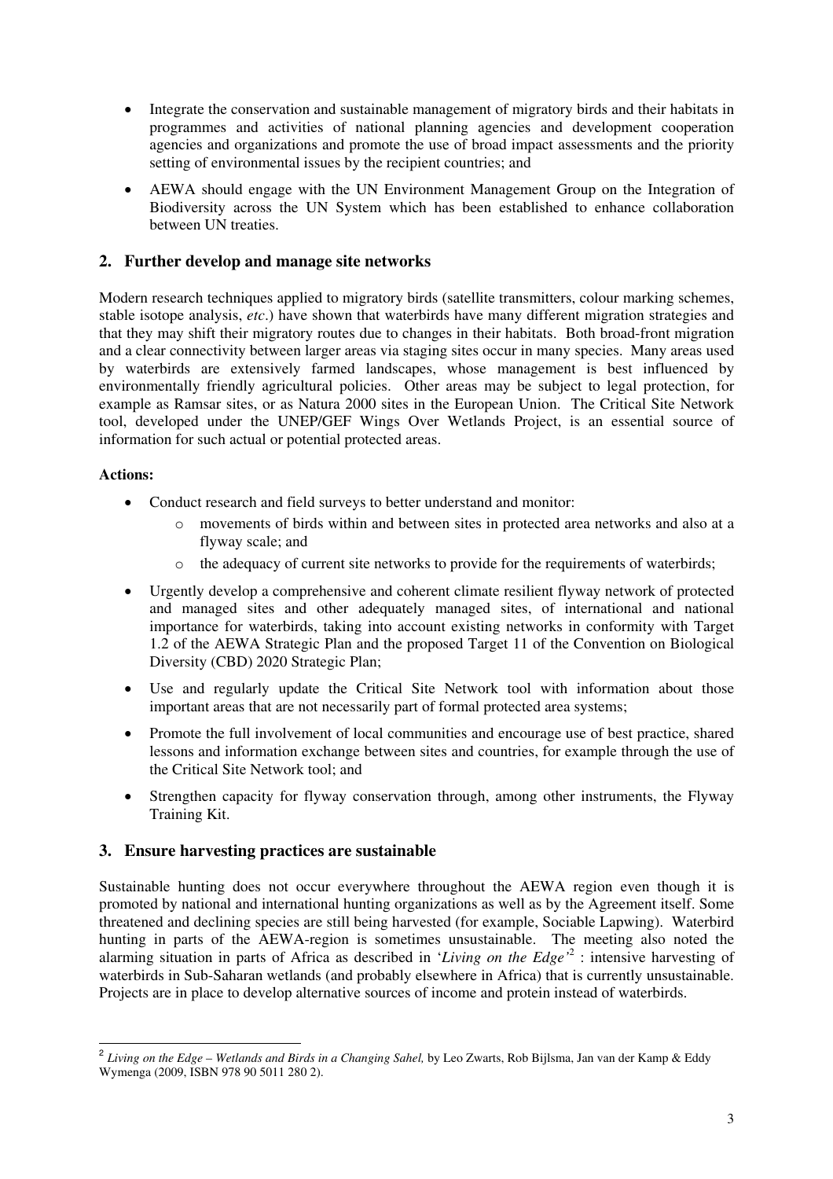- Integrate the conservation and sustainable management of migratory birds and their habitats in programmes and activities of national planning agencies and development cooperation agencies and organizations and promote the use of broad impact assessments and the priority setting of environmental issues by the recipient countries; and
- AEWA should engage with the UN Environment Management Group on the Integration of Biodiversity across the UN System which has been established to enhance collaboration between UN treaties.

## 2. Further develop and manage site networks

Modern research techniques applied to migratory birds (satellite transmitters, colour marking schemes, stable isotope analysis, *etc*.) have shown that waterbirds have many different migration strategies and that they may shift their migratory routes due to changes in their habitats. Both broad-front migration and a clear connectivity between larger areas via staging sites occur in many species. Many areas used by waterbirds are extensively farmed landscapes, whose management is best influenced by environmentally friendly agricultural policies. Other areas may be subject to legal protection, for example as Ramsar sites, or as Natura 2000 sites in the European Union. The Critical Site Network tool, developed under the UNEP/GEF Wings Over Wetlands Project, is an essential source of information for such actual or potential protected areas.

**Actions:**

- Conduct research and field surveys to better understand and monitor:
  - movements of birds within and between sites in protected area networks and also at a flyway scale; and
  - the adequacy of current site networks to provide for the requirements of waterbirds;
- Urgently develop a comprehensive and coherent climate resilient flyway network of protected and managed sites and other adequately managed sites, of international and national importance for waterbirds, taking into account existing networks in conformity with Target 1.2 of the AEWA Strategic Plan and the proposed Target 11 of the Convention on Biological Diversity (CBD) 2020 Strategic Plan;
- Use and regularly update the Critical Site Network tool with information about those important areas that are not necessarily part of formal protected area systems;
- Promote the full involvement of local communities and encourage use of best practice, shared lessons and information exchange between sites and countries, for example through the use of the Critical Site Network tool; and
- Strengthen capacity for flyway conservation through, among other instruments, the Flyway Training Kit.

## 3. Ensure harvesting practices are sustainable

Sustainable hunting does not occur everywhere throughout the AEWA region even though it is promoted by national and international hunting organizations as well as by the Agreement itself. Some threatened and declining species are still being harvested (for example, Sociable Lapwing). Waterbird hunting in parts of the AEWA-region is sometimes unsustainable. The meeting also noted the alarming situation in parts of Africa as described in '*Living on the Edge*'[2] : intensive harvesting of waterbirds in Sub-Saharan wetlands (and probably elsewhere in Africa) that is currently unsustainable. Projects are in place to develop alternative sources of income and protein instead of waterbirds.

---

[2] *Living on the Edge – Wetlands and Birds in a Changing Sahel,* by Leo Zwarts, Rob Bijlsma, Jan van der Kamp & Eddy Wymenga (2009, ISBN 978 90 5011 280 2).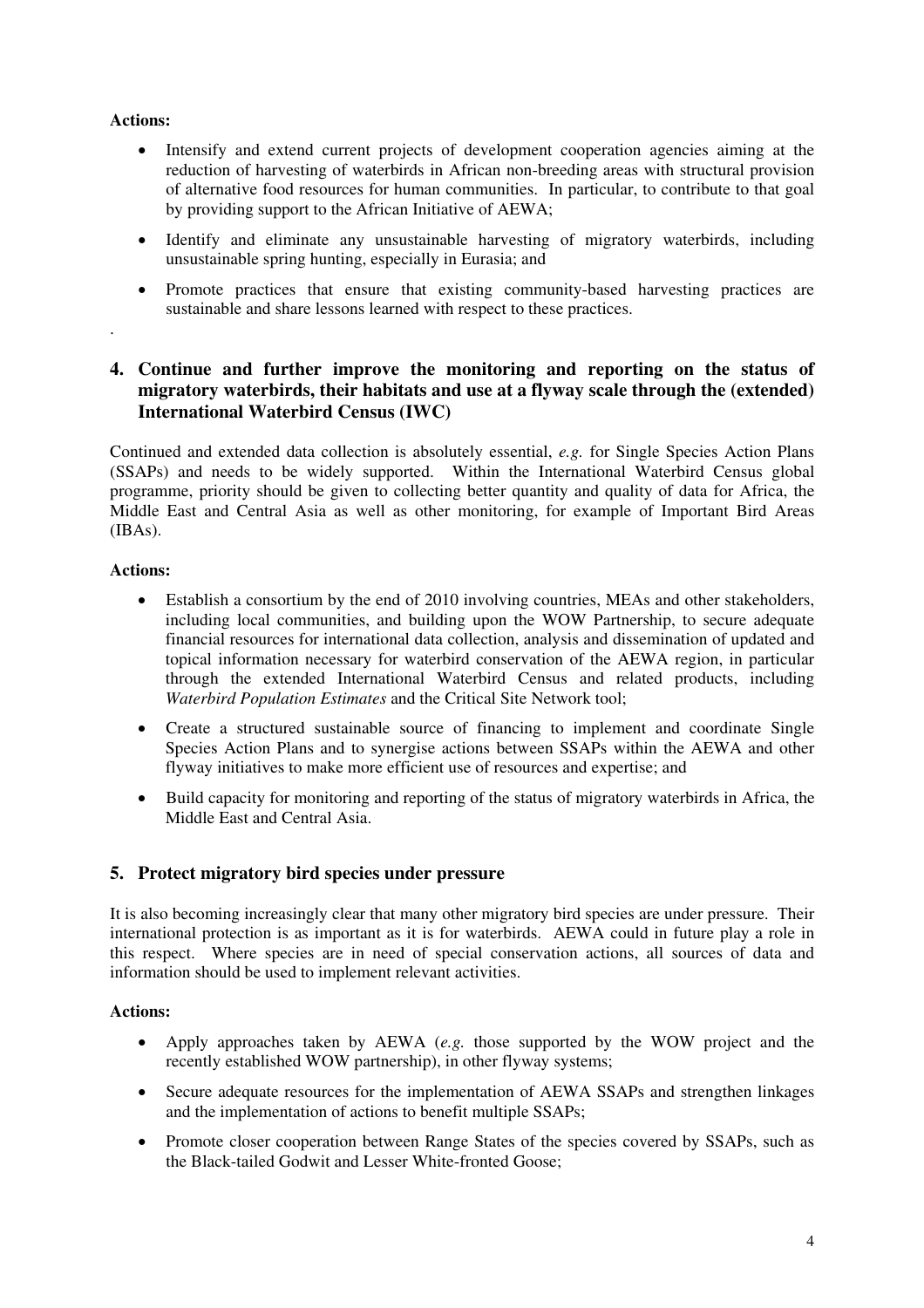**Actions:**

- Intensify and extend current projects of development cooperation agencies aiming at the reduction of harvesting of waterbirds in African non-breeding areas with structural provision of alternative food resources for human communities. In particular, to contribute to that goal by providing support to the African Initiative of AEWA;
- Identify and eliminate any unsustainable harvesting of migratory waterbirds, including unsustainable spring hunting, especially in Eurasia; and
- Promote practices that ensure that existing community-based harvesting practices are sustainable and share lessons learned with respect to these practices.

.

## 4. Continue and further improve the monitoring and reporting on the status of migratory waterbirds, their habitats and use at a flyway scale through the (extended) International Waterbird Census (IWC)

Continued and extended data collection is absolutely essential, *e.g.* for Single Species Action Plans (SSAPs) and needs to be widely supported. Within the International Waterbird Census global programme, priority should be given to collecting better quantity and quality of data for Africa, the Middle East and Central Asia as well as other monitoring, for example of Important Bird Areas (IBAs).

**Actions:**

- Establish a consortium by the end of 2010 involving countries, MEAs and other stakeholders, including local communities, and building upon the WOW Partnership, to secure adequate financial resources for international data collection, analysis and dissemination of updated and topical information necessary for waterbird conservation of the AEWA region, in particular through the extended International Waterbird Census and related products, including *Waterbird Population Estimates* and the Critical Site Network tool;
- Create a structured sustainable source of financing to implement and coordinate Single Species Action Plans and to synergise actions between SSAPs within the AEWA and other flyway initiatives to make more efficient use of resources and expertise; and
- Build capacity for monitoring and reporting of the status of migratory waterbirds in Africa, the Middle East and Central Asia.

## 5. Protect migratory bird species under pressure

It is also becoming increasingly clear that many other migratory bird species are under pressure. Their international protection is as important as it is for waterbirds. AEWA could in future play a role in this respect. Where species are in need of special conservation actions, all sources of data and information should be used to implement relevant activities.

**Actions:**

- Apply approaches taken by AEWA (*e.g.* those supported by the WOW project and the recently established WOW partnership), in other flyway systems;
- Secure adequate resources for the implementation of AEWA SSAPs and strengthen linkages and the implementation of actions to benefit multiple SSAPs;
- Promote closer cooperation between Range States of the species covered by SSAPs, such as the Black-tailed Godwit and Lesser White-fronted Goose;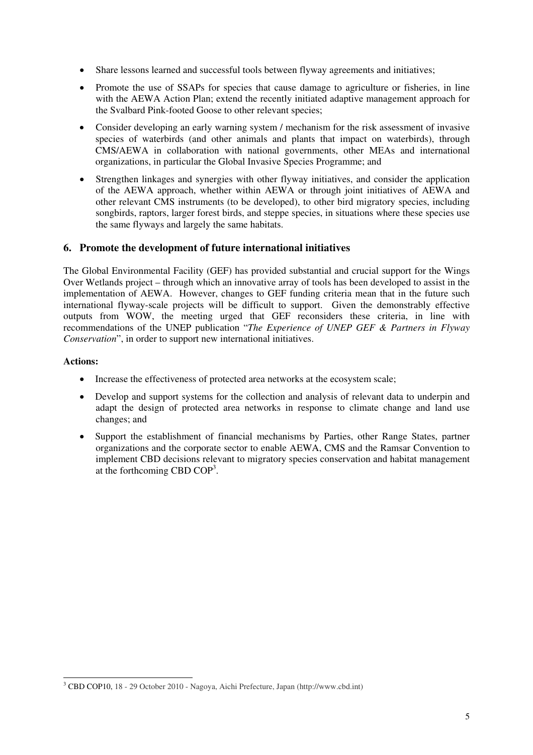- Share lessons learned and successful tools between flyway agreements and initiatives;
- Promote the use of SSAPs for species that cause damage to agriculture or fisheries, in line with the AEWA Action Plan; extend the recently initiated adaptive management approach for the Svalbard Pink-footed Goose to other relevant species;
- Consider developing an early warning system / mechanism for the risk assessment of invasive species of waterbirds (and other animals and plants that impact on waterbirds), through CMS/AEWA in collaboration with national governments, other MEAs and international organizations, in particular the Global Invasive Species Programme; and
- Strengthen linkages and synergies with other flyway initiatives, and consider the application of the AEWA approach, whether within AEWA or through joint initiatives of AEWA and other relevant CMS instruments (to be developed), to other bird migratory species, including songbirds, raptors, larger forest birds, and steppe species, in situations where these species use the same flyways and largely the same habitats.

## 6. Promote the development of future international initiatives

The Global Environmental Facility (GEF) has provided substantial and crucial support for the Wings Over Wetlands project – through which an innovative array of tools has been developed to assist in the implementation of AEWA. However, changes to GEF funding criteria mean that in the future such international flyway-scale projects will be difficult to support. Given the demonstrably effective outputs from WOW, the meeting urged that GEF reconsiders these criteria, in line with recommendations of the UNEP publication "*The Experience of UNEP GEF & Partners in Flyway Conservation*", in order to support new international initiatives.

**Actions:**

- Increase the effectiveness of protected area networks at the ecosystem scale;
- Develop and support systems for the collection and analysis of relevant data to underpin and adapt the design of protected area networks in response to climate change and land use changes; and
- Support the establishment of financial mechanisms by Parties, other Range States, partner organizations and the corporate sector to enable AEWA, CMS and the Ramsar Convention to implement CBD decisions relevant to migratory species conservation and habitat management at the forthcoming CBD COP[3].

---

[3] CBD COP10, 18 - 29 October 2010 - Nagoya, Aichi Prefecture, Japan (http://www.cbd.int)